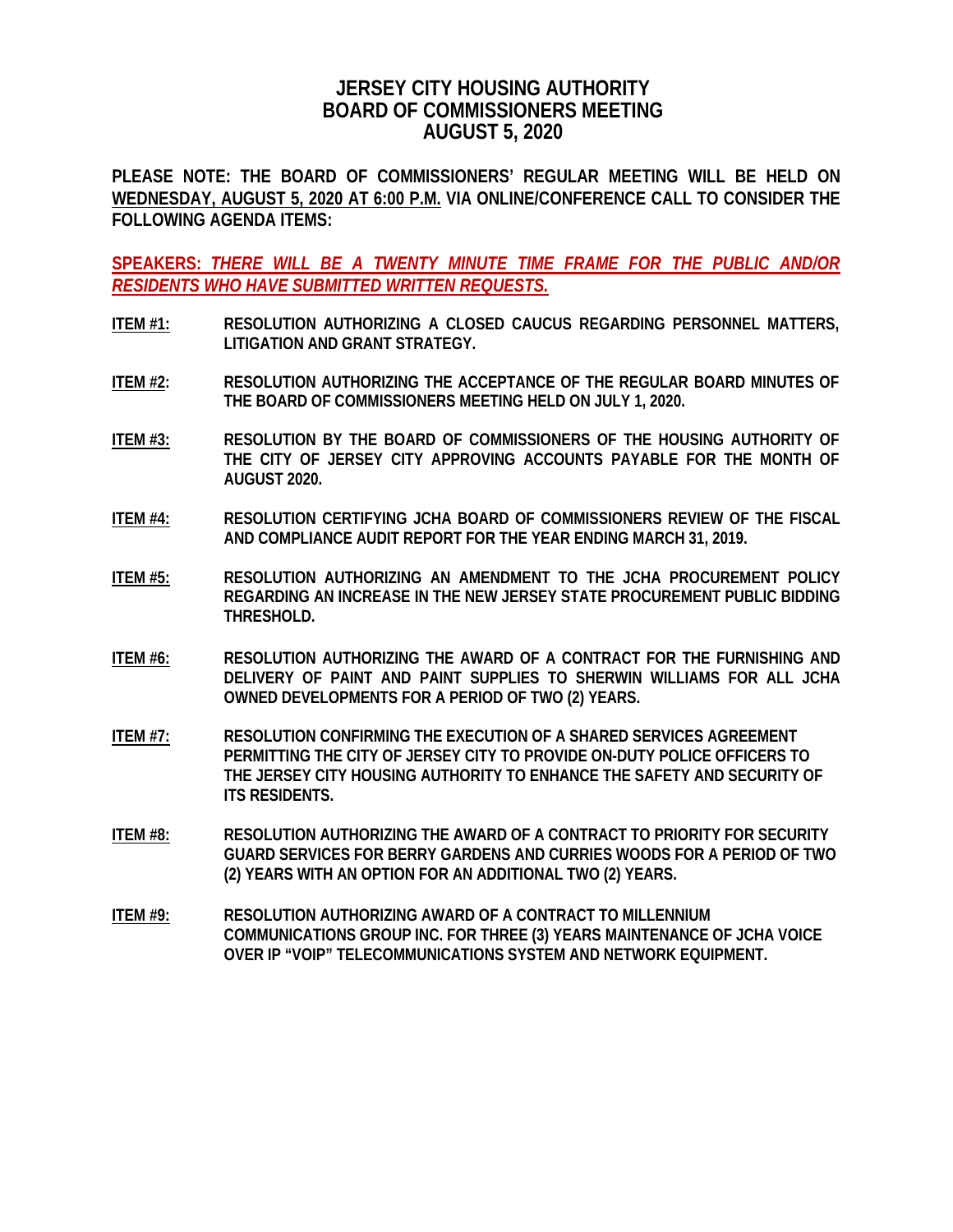# JERSEY CITY HOUSING AUTHORITY
# BOARD OF COMMISSIONERS MEETING
# AUGUST 5, 2020

**PLEASE NOTE: THE BOARD OF COMMISSIONERS' REGULAR MEETING WILL BE HELD ON WEDNESDAY, AUGUST 5, 2020 AT 6:00 P.M. VIA ONLINE/CONFERENCE CALL TO CONSIDER THE FOLLOWING AGENDA ITEMS:**

**SPEAKERS: *THERE WILL BE A TWENTY MINUTE TIME FRAME FOR THE PUBLIC AND/OR RESIDENTS WHO HAVE SUBMITTED WRITTEN REQUESTS.***

**ITEM #1:** **RESOLUTION AUTHORIZING A CLOSED CAUCUS REGARDING PERSONNEL MATTERS, LITIGATION AND GRANT STRATEGY.**

**ITEM #2:** **RESOLUTION AUTHORIZING THE ACCEPTANCE OF THE REGULAR BOARD MINUTES OF THE BOARD OF COMMISSIONERS MEETING HELD ON JULY 1, 2020.**

**ITEM #3:** **RESOLUTION BY THE BOARD OF COMMISSIONERS OF THE HOUSING AUTHORITY OF THE CITY OF JERSEY CITY APPROVING ACCOUNTS PAYABLE FOR THE MONTH OF AUGUST 2020.**

**ITEM #4:** **RESOLUTION CERTIFYING JCHA BOARD OF COMMISSIONERS REVIEW OF THE FISCAL AND COMPLIANCE AUDIT REPORT FOR THE YEAR ENDING MARCH 31, 2019.**

**ITEM #5:** **RESOLUTION AUTHORIZING AN AMENDMENT TO THE JCHA PROCUREMENT POLICY REGARDING AN INCREASE IN THE NEW JERSEY STATE PROCUREMENT PUBLIC BIDDING THRESHOLD.**

**ITEM #6:** **RESOLUTION AUTHORIZING THE AWARD OF A CONTRACT FOR THE FURNISHING AND DELIVERY OF PAINT AND PAINT SUPPLIES TO SHERWIN WILLIAMS FOR ALL JCHA OWNED DEVELOPMENTS FOR A PERIOD OF TWO (2) YEARS.**

**ITEM #7:** **RESOLUTION CONFIRMING THE EXECUTION OF A SHARED SERVICES AGREEMENT PERMITTING THE CITY OF JERSEY CITY TO PROVIDE ON-DUTY POLICE OFFICERS TO THE JERSEY CITY HOUSING AUTHORITY TO ENHANCE THE SAFETY AND SECURITY OF ITS RESIDENTS.**

**ITEM #8:** **RESOLUTION AUTHORIZING THE AWARD OF A CONTRACT TO PRIORITY FOR SECURITY GUARD SERVICES FOR BERRY GARDENS AND CURRIES WOODS FOR A PERIOD OF TWO (2) YEARS WITH AN OPTION FOR AN ADDITIONAL TWO (2) YEARS.**

**ITEM #9:** **RESOLUTION AUTHORIZING AWARD OF A CONTRACT TO MILLENNIUM COMMUNICATIONS GROUP INC. FOR THREE (3) YEARS MAINTENANCE OF JCHA VOICE OVER IP "VOIP" TELECOMMUNICATIONS SYSTEM AND NETWORK EQUIPMENT.**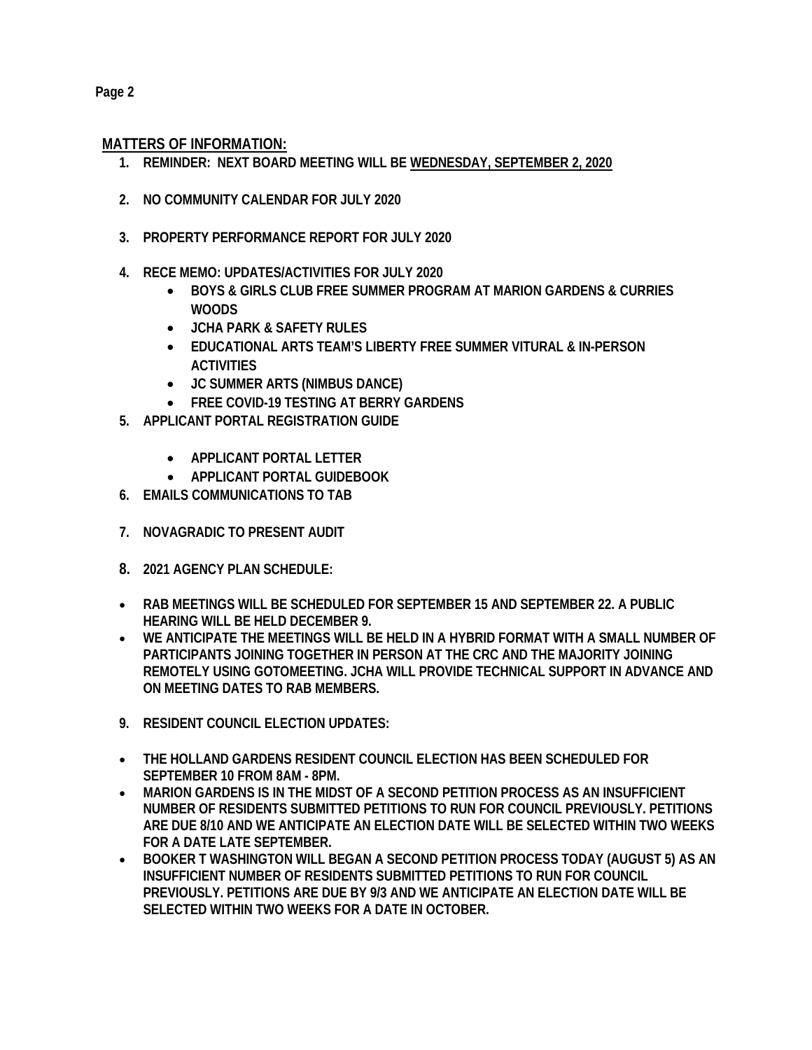## MATTERS OF INFORMATION:

1. **REMINDER: NEXT BOARD MEETING WILL BE WEDNESDAY, SEPTEMBER 2, 2020**
2. **NO COMMUNITY CALENDAR FOR JULY 2020**
3. **PROPERTY PERFORMANCE REPORT FOR JULY 2020**
4. **RECE MEMO: UPDATES/ACTIVITIES FOR JULY 2020**
   - **BOYS & GIRLS CLUB FREE SUMMER PROGRAM AT MARION GARDENS & CURRIES WOODS**
   - **JCHA PARK & SAFETY RULES**
   - **EDUCATIONAL ARTS TEAM'S LIBERTY FREE SUMMER VITURAL & IN-PERSON ACTIVITIES**
   - **JC SUMMER ARTS (NIMBUS DANCE)**
   - **FREE COVID-19 TESTING AT BERRY GARDENS**
5. **APPLICANT PORTAL REGISTRATION GUIDE**
   - **APPLICANT PORTAL LETTER**
   - **APPLICANT PORTAL GUIDEBOOK**
6. **EMAILS COMMUNICATIONS TO TAB**
7. **NOVAGRADIC TO PRESENT AUDIT**
8. **2021 AGENCY PLAN SCHEDULE:**

- **RAB MEETINGS WILL BE SCHEDULED FOR SEPTEMBER 15 AND SEPTEMBER 22. A PUBLIC HEARING WILL BE HELD DECEMBER 9.**
- **WE ANTICIPATE THE MEETINGS WILL BE HELD IN A HYBRID FORMAT WITH A SMALL NUMBER OF PARTICIPANTS JOINING TOGETHER IN PERSON AT THE CRC AND THE MAJORITY JOINING REMOTELY USING GOTOMEETING. JCHA WILL PROVIDE TECHNICAL SUPPORT IN ADVANCE AND ON MEETING DATES TO RAB MEMBERS.**

9. **RESIDENT COUNCIL ELECTION UPDATES:**

- **THE HOLLAND GARDENS RESIDENT COUNCIL ELECTION HAS BEEN SCHEDULED FOR SEPTEMBER 10 FROM 8AM - 8PM.**
- **MARION GARDENS IS IN THE MIDST OF A SECOND PETITION PROCESS AS AN INSUFFICIENT NUMBER OF RESIDENTS SUBMITTED PETITIONS TO RUN FOR COUNCIL PREVIOUSLY. PETITIONS ARE DUE 8/10 AND WE ANTICIPATE AN ELECTION DATE WILL BE SELECTED WITHIN TWO WEEKS FOR A DATE LATE SEPTEMBER.**
- **BOOKER T WASHINGTON WILL BEGAN A SECOND PETITION PROCESS TODAY (AUGUST 5) AS AN INSUFFICIENT NUMBER OF RESIDENTS SUBMITTED PETITIONS TO RUN FOR COUNCIL PREVIOUSLY. PETITIONS ARE DUE BY 9/3 AND WE ANTICIPATE AN ELECTION DATE WILL BE SELECTED WITHIN TWO WEEKS FOR A DATE IN OCTOBER.**